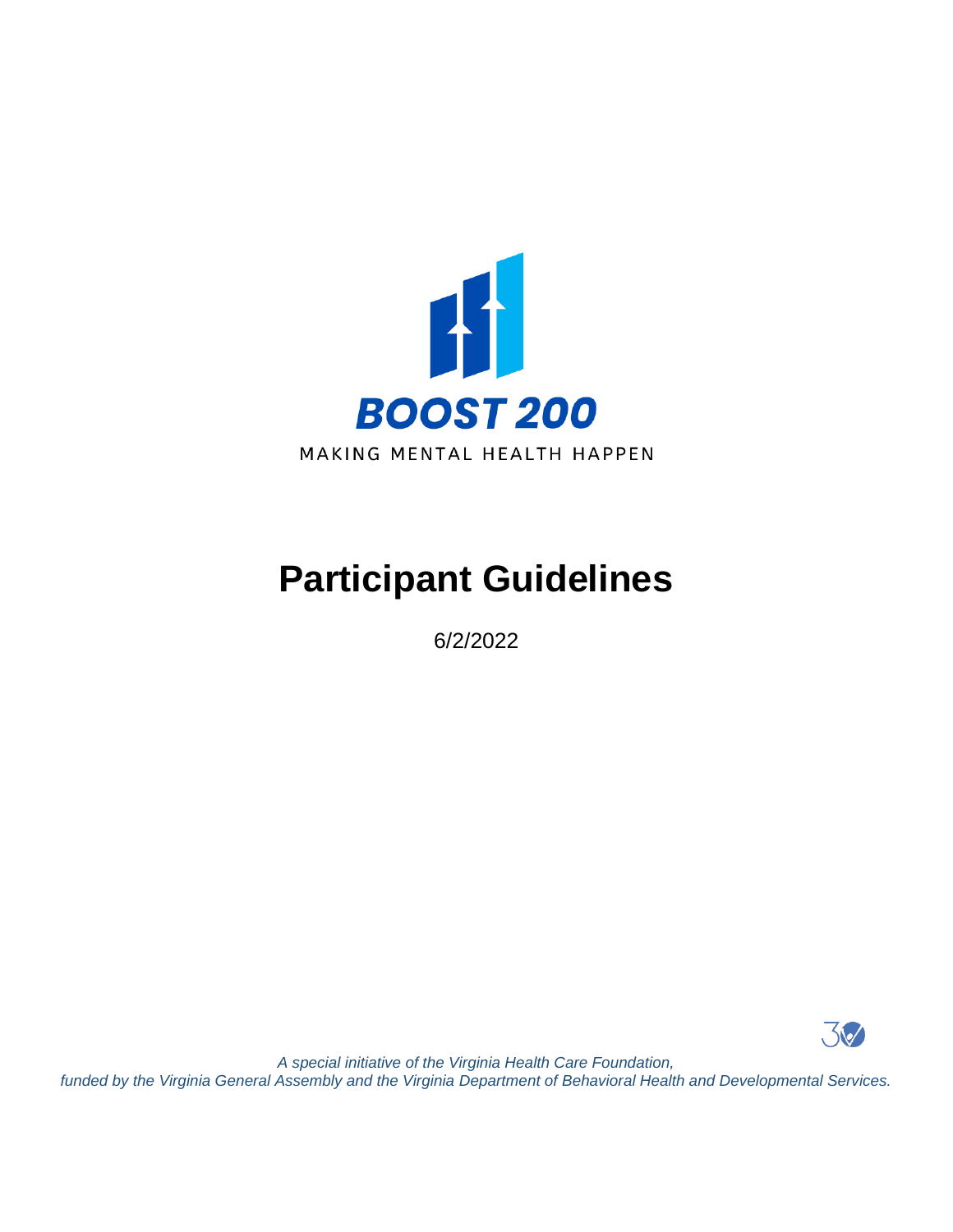**BOOST 200**

MAKING MENTAL HEALTH HAPPEN

# Participant Guidelines

6/2/2022

*A special initiative of the Virginia Health Care Foundation, funded by the Virginia General Assembly and the Virginia Department of Behavioral Health and Developmental Services.*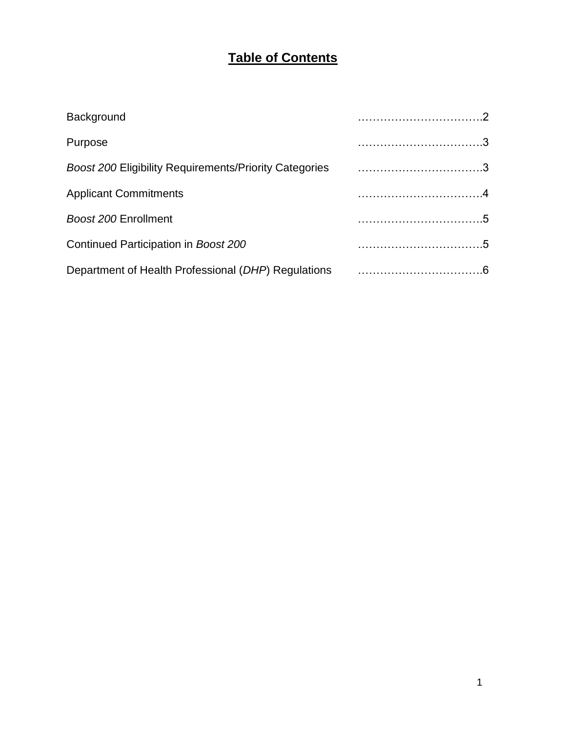# **Table of Contents**

| | |
|---|---|
| Background | …………………………….2 |
| Purpose | …………………………….3 |
| *Boost 200* Eligibility Requirements/Priority Categories | …………………………….3 |
| Applicant Commitments | …………………………….4 |
| *Boost 200* Enrollment | …………………………….5 |
| Continued Participation in *Boost 200* | …………………………….5 |
| Department of Health Professional (*DHP*) Regulations | …………………………….6 |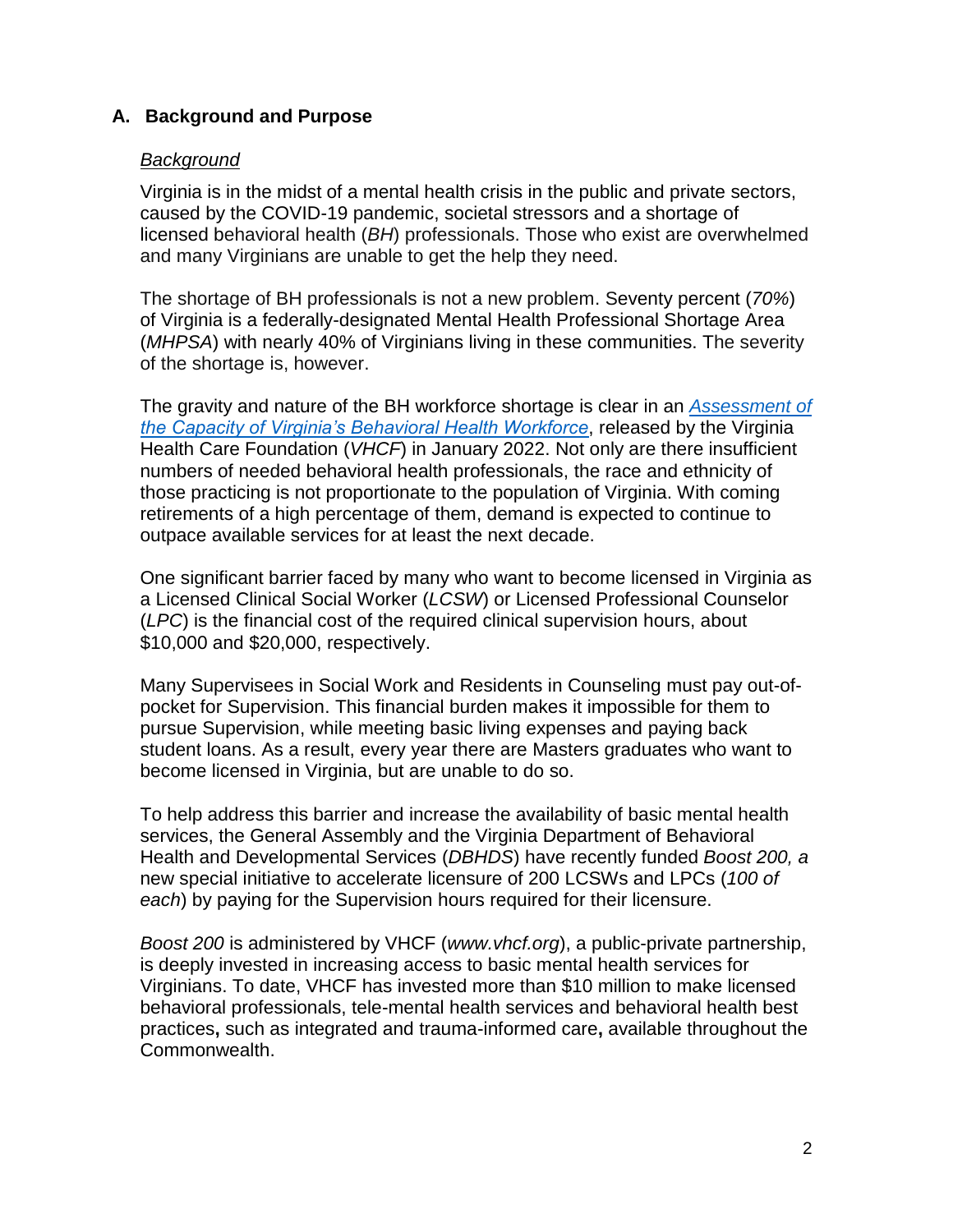## A. Background and Purpose

### *Background*

Virginia is in the midst of a mental health crisis in the public and private sectors, caused by the COVID-19 pandemic, societal stressors and a shortage of licensed behavioral health (*BH*) professionals. Those who exist are overwhelmed and many Virginians are unable to get the help they need.

The shortage of BH professionals is not a new problem. Seventy percent (*70%*) of Virginia is a federally-designated Mental Health Professional Shortage Area (*MHPSA*) with nearly 40% of Virginians living in these communities. The severity of the shortage is, however.

The gravity and nature of the BH workforce shortage is clear in an [*Assessment of the Capacity of Virginia's Behavioral Health Workforce*](), released by the Virginia Health Care Foundation (*VHCF*) in January 2022. Not only are there insufficient numbers of needed behavioral health professionals, the race and ethnicity of those practicing is not proportionate to the population of Virginia. With coming retirements of a high percentage of them, demand is expected to continue to outpace available services for at least the next decade.

One significant barrier faced by many who want to become licensed in Virginia as a Licensed Clinical Social Worker (*LCSW*) or Licensed Professional Counselor (*LPC*) is the financial cost of the required clinical supervision hours, about $10,000 and $20,000, respectively.

Many Supervisees in Social Work and Residents in Counseling must pay out-of-pocket for Supervision. This financial burden makes it impossible for them to pursue Supervision, while meeting basic living expenses and paying back student loans. As a result, every year there are Masters graduates who want to become licensed in Virginia, but are unable to do so.

To help address this barrier and increase the availability of basic mental health services, the General Assembly and the Virginia Department of Behavioral Health and Developmental Services (*DBHDS*) have recently funded *Boost 200, a* new special initiative to accelerate licensure of 200 LCSWs and LPCs (*100 of each*) by paying for the Supervision hours required for their licensure.

*Boost 200* is administered by VHCF (*www.vhcf.org*), a public-private partnership, is deeply invested in increasing access to basic mental health services for Virginians. To date, VHCF has invested more than $10 million to make licensed behavioral professionals, tele-mental health services and behavioral health best practices**,** such as integrated and trauma-informed care**,** available throughout the Commonwealth.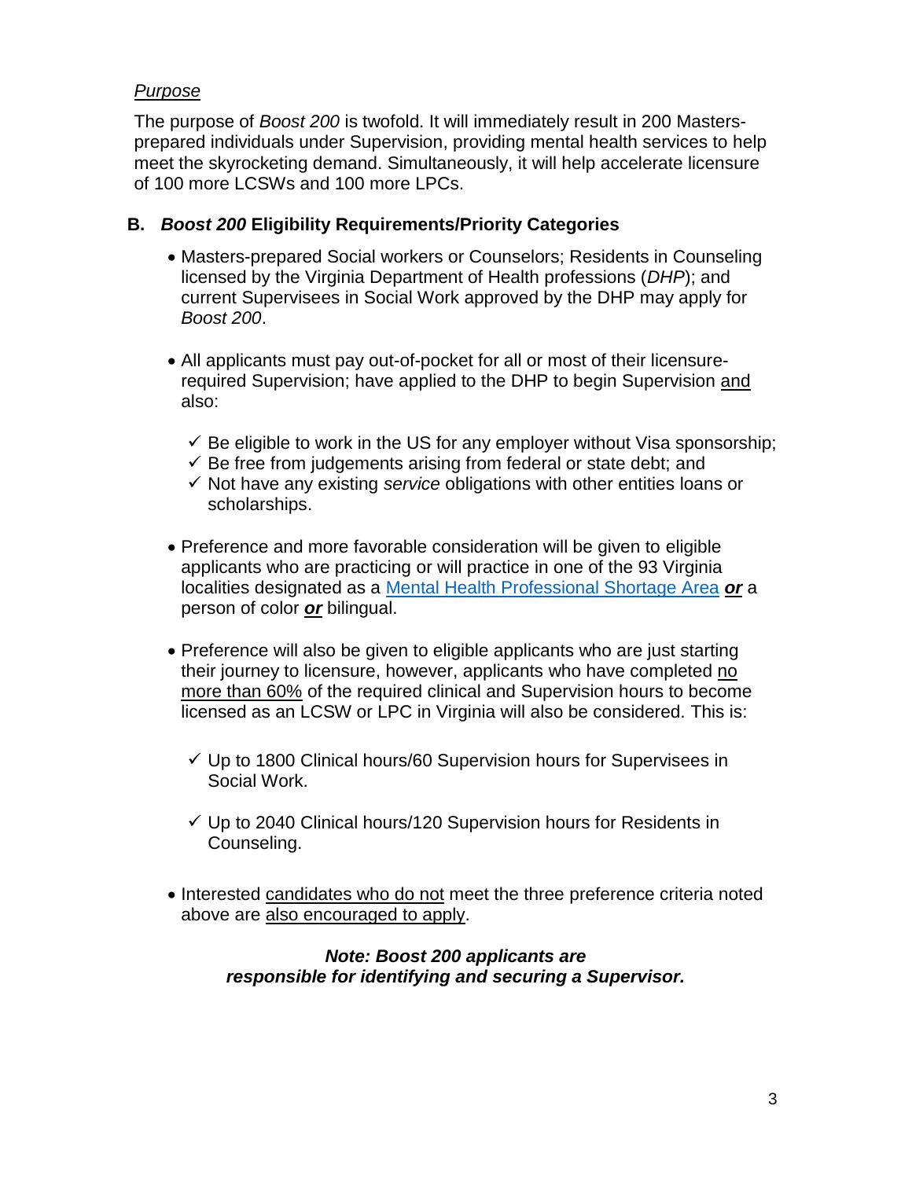*Purpose*

The purpose of *Boost 200* is twofold. It will immediately result in 200 Masters-prepared individuals under Supervision, providing mental health services to help meet the skyrocketing demand. Simultaneously, it will help accelerate licensure of 100 more LCSWs and 100 more LPCs.

### B. *Boost 200* Eligibility Requirements/Priority Categories

- Masters-prepared Social workers or Counselors; Residents in Counseling licensed by the Virginia Department of Health professions (*DHP*); and current Supervisees in Social Work approved by the DHP may apply for *Boost 200*.

- All applicants must pay out-of-pocket for all or most of their licensure-required Supervision; have applied to the DHP to begin Supervision <u>and</u> also:

  - ✓ Be eligible to work in the US for any employer without Visa sponsorship;
  - ✓ Be free from judgements arising from federal or state debt; and
  - ✓ Not have any existing *service* obligations with other entities loans or scholarships.

- Preference and more favorable consideration will be given to eligible applicants who are practicing or will practice in one of the 93 Virginia localities designated as a [Mental Health Professional Shortage Area]() ***<u>or</u>*** a person of color ***<u>or</u>*** bilingual.

- Preference will also be given to eligible applicants who are just starting their journey to licensure, however, applicants who have completed <u>no more than 60%</u> of the required clinical and Supervision hours to become licensed as an LCSW or LPC in Virginia will also be considered. This is:

  - ✓ Up to 1800 Clinical hours/60 Supervision hours for Supervisees in Social Work.

  - ✓ Up to 2040 Clinical hours/120 Supervision hours for Residents in Counseling.

- Interested <u>candidates who do not</u> meet the three preference criteria noted above are <u>also encouraged to apply</u>.

***Note: Boost 200 applicants are responsible for identifying and securing a Supervisor.***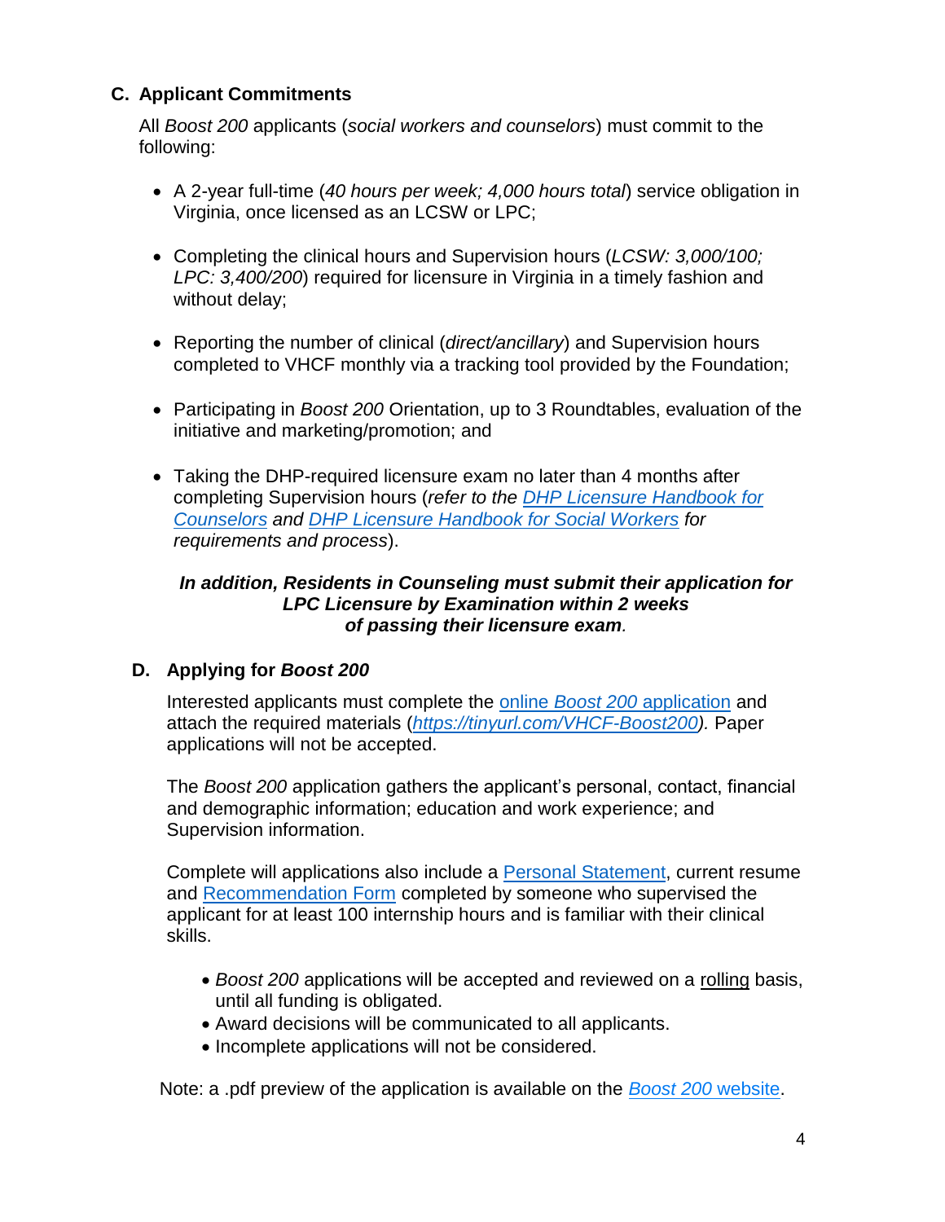## C. Applicant Commitments

All *Boost 200* applicants (*social workers and counselors*) must commit to the following:

- A 2-year full-time (*40 hours per week; 4,000 hours total*) service obligation in Virginia, once licensed as an LCSW or LPC;
- Completing the clinical hours and Supervision hours (*LCSW: 3,000/100; LPC: 3,400/200*) required for licensure in Virginia in a timely fashion and without delay;
- Reporting the number of clinical (*direct/ancillary*) and Supervision hours completed to VHCF monthly via a tracking tool provided by the Foundation;
- Participating in *Boost 200* Orientation, up to 3 Roundtables, evaluation of the initiative and marketing/promotion; and
- Taking the DHP-required licensure exam no later than 4 months after completing Supervision hours (*refer to the DHP Licensure Handbook for Counselors and DHP Licensure Handbook for Social Workers for requirements and process*).

***In addition, Residents in Counseling must submit their application for LPC Licensure by Examination within 2 weeks of passing their licensure exam.***

## D. Applying for *Boost 200*

Interested applicants must complete the online *Boost 200* application and attach the required materials (*https://tinyurl.com/VHCF-Boost200*). Paper applications will not be accepted.

The *Boost 200* application gathers the applicant's personal, contact, financial and demographic information; education and work experience; and Supervision information.

Complete will applications also include a Personal Statement, current resume and Recommendation Form completed by someone who supervised the applicant for at least 100 internship hours and is familiar with their clinical skills.

- *Boost 200* applications will be accepted and reviewed on a rolling basis, until all funding is obligated.
- Award decisions will be communicated to all applicants.
- Incomplete applications will not be considered.

Note: a .pdf preview of the application is available on the *Boost 200* website.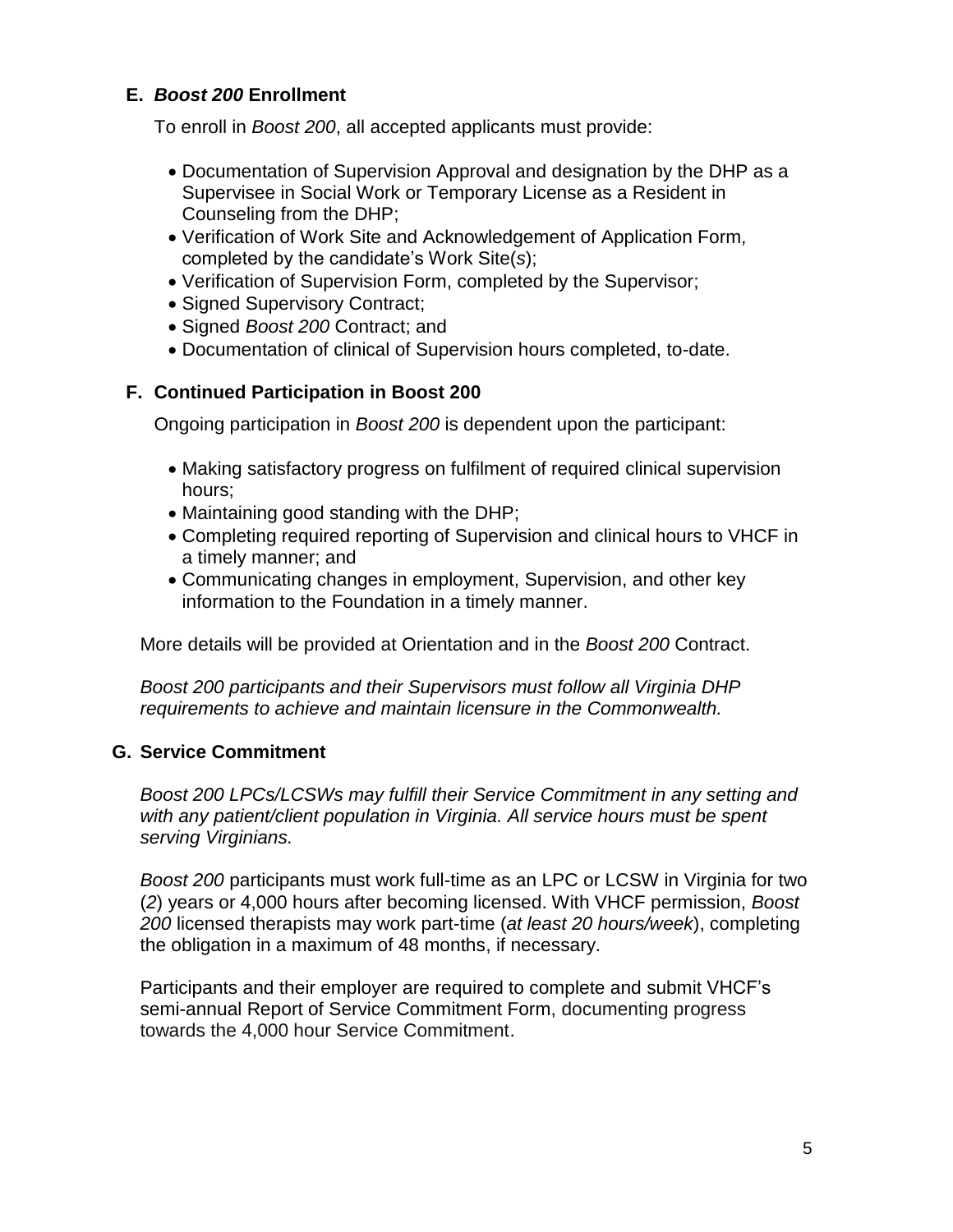### E. *Boost 200* Enrollment

To enroll in *Boost 200*, all accepted applicants must provide:

- Documentation of Supervision Approval and designation by the DHP as a Supervisee in Social Work or Temporary License as a Resident in Counseling from the DHP;
- Verification of Work Site and Acknowledgement of Application Form, completed by the candidate's Work Site(*s*);
- Verification of Supervision Form, completed by the Supervisor;
- Signed Supervisory Contract;
- Signed *Boost 200* Contract; and
- Documentation of clinical of Supervision hours completed, to-date.

### F. Continued Participation in Boost 200

Ongoing participation in *Boost 200* is dependent upon the participant:

- Making satisfactory progress on fulfilment of required clinical supervision hours;
- Maintaining good standing with the DHP;
- Completing required reporting of Supervision and clinical hours to VHCF in a timely manner; and
- Communicating changes in employment, Supervision, and other key information to the Foundation in a timely manner.

More details will be provided at Orientation and in the *Boost 200* Contract.

*Boost 200 participants and their Supervisors must follow all Virginia DHP requirements to achieve and maintain licensure in the Commonwealth.*

### G. Service Commitment

*Boost 200 LPCs/LCSWs may fulfill their Service Commitment in any setting and with any patient/client population in Virginia. All service hours must be spent serving Virginians.*

*Boost 200* participants must work full-time as an LPC or LCSW in Virginia for two (*2*) years or 4,000 hours after becoming licensed. With VHCF permission, *Boost 200* licensed therapists may work part-time (*at least 20 hours/week*), completing the obligation in a maximum of 48 months, if necessary.

Participants and their employer are required to complete and submit VHCF's semi-annual Report of Service Commitment Form, documenting progress towards the 4,000 hour Service Commitment.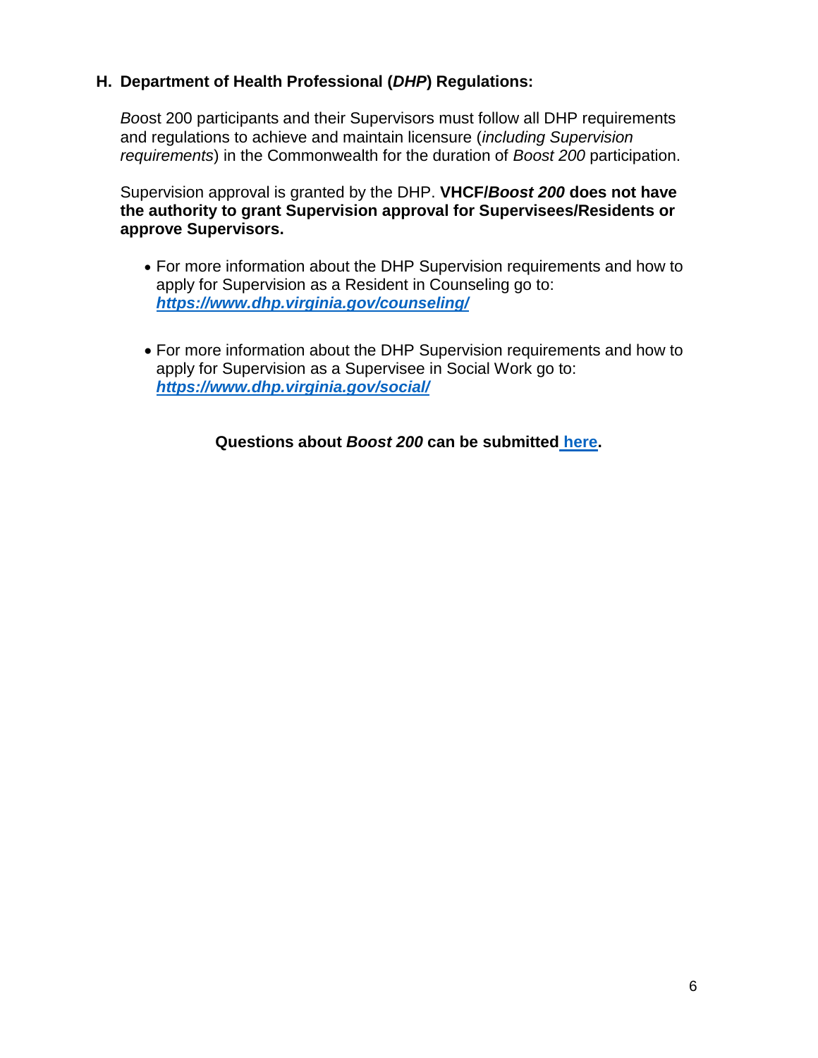## H. Department of Health Professional (*DHP*) Regulations:

*Bo*ost 200 participants and their Supervisors must follow all DHP requirements and regulations to achieve and maintain licensure (*including Supervision requirements*) in the Commonwealth for the duration of *Boost 200* participation.

Supervision approval is granted by the DHP. **VHCF/*Boost 200* does not have the authority to grant Supervision approval for Supervisees/Residents or approve Supervisors.**

- For more information about the DHP Supervision requirements and how to apply for Supervision as a Resident in Counseling go to: ***https://www.dhp.virginia.gov/counseling/***

- For more information about the DHP Supervision requirements and how to apply for Supervision as a Supervisee in Social Work go to: ***https://www.dhp.virginia.gov/social/***

**Questions about *Boost 200* can be submitted here.**